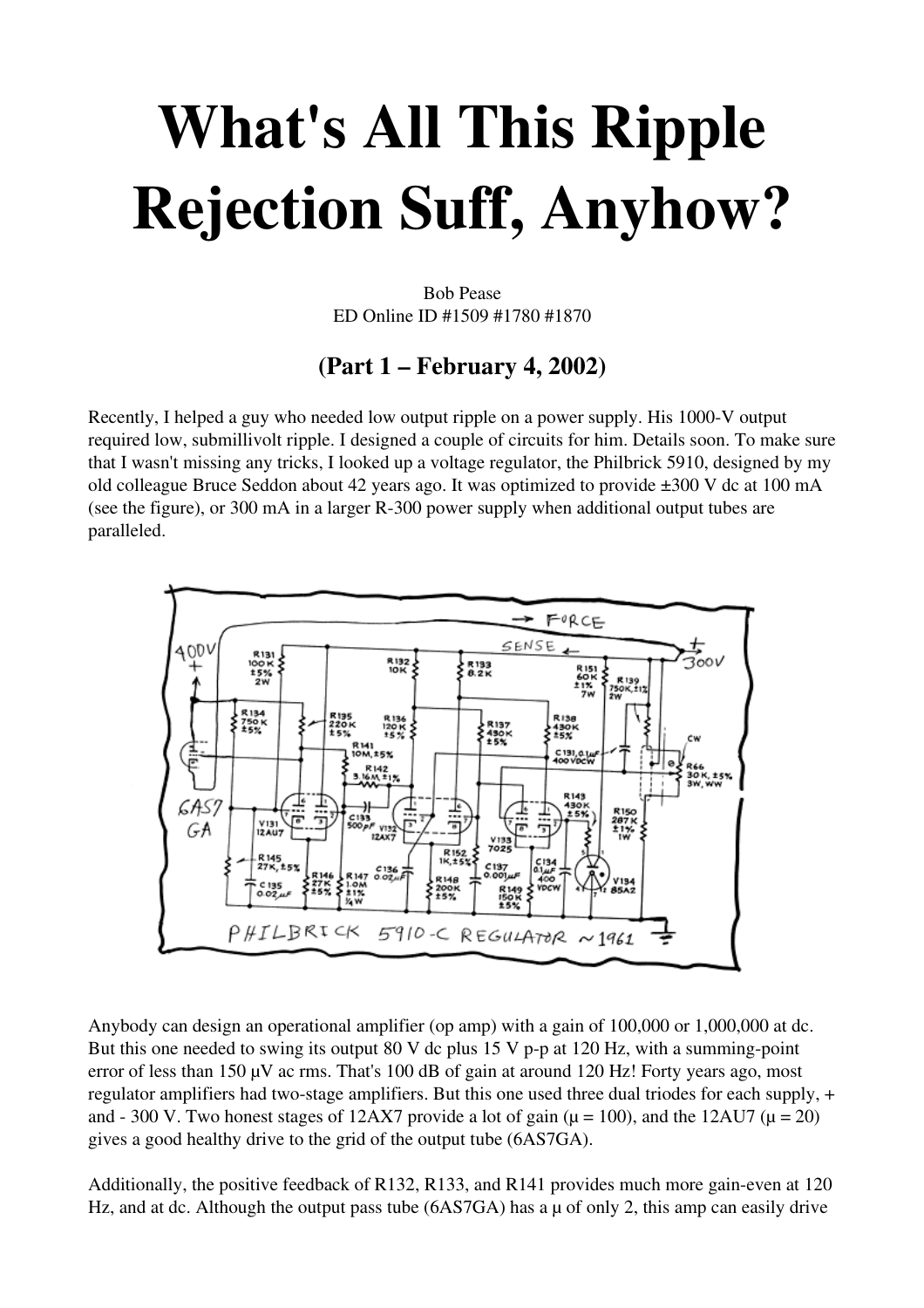# What's All This Ripple Rejection Suff, Anyhow?

Bob Pease
ED Online ID #1509 #1780 #1870

## (Part 1 – February 4, 2002)

Recently, I helped a guy who needed low output ripple on a power supply. His 1000-V output required low, submillivolt ripple. I designed a couple of circuits for him. Details soon. To make sure that I wasn't missing any tricks, I looked up a voltage regulator, the Philbrick 5910, designed by my old colleague Bruce Seddon about 42 years ago. It was optimized to provide ±300 V dc at 100 mA (see the figure), or 300 mA in a larger R-300 power supply when additional output tubes are paralleled.

Anybody can design an operational amplifier (op amp) with a gain of 100,000 or 1,000,000 at dc. But this one needed to swing its output 80 V dc plus 15 V p-p at 120 Hz, with a summing-point error of less than 150 µV ac rms. That's 100 dB of gain at around 120 Hz! Forty years ago, most regulator amplifiers had two-stage amplifiers. But this one used three dual triodes for each supply, + and - 300 V. Two honest stages of 12AX7 provide a lot of gain (µ = 100), and the 12AU7 (µ = 20) gives a good healthy drive to the grid of the output tube (6AS7GA).

Additionally, the positive feedback of R132, R133, and R141 provides much more gain-even at 120 Hz, and at dc. Although the output pass tube (6AS7GA) has a µ of only 2, this amp can easily drive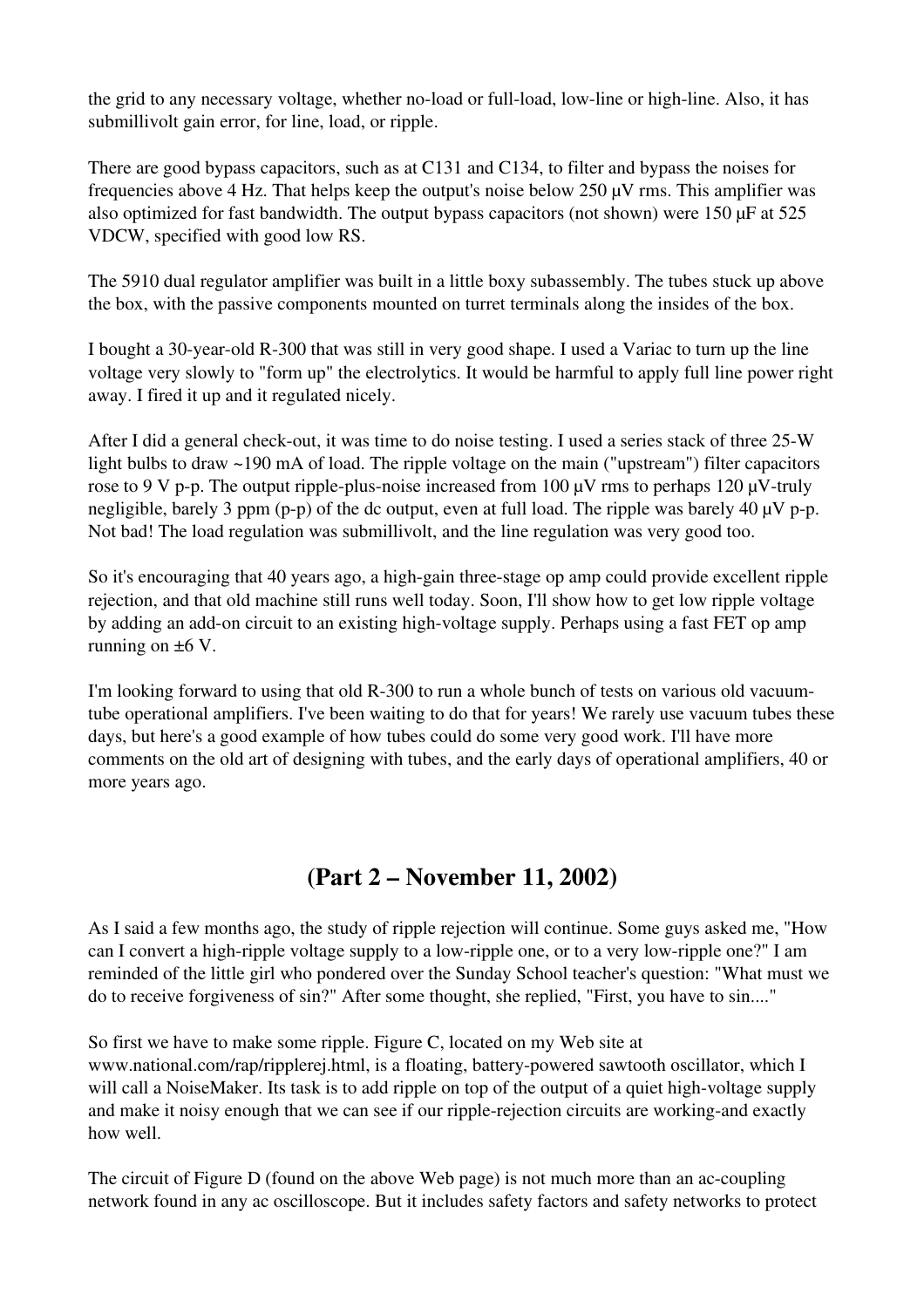the grid to any necessary voltage, whether no-load or full-load, low-line or high-line. Also, it has submillivolt gain error, for line, load, or ripple.

There are good bypass capacitors, such as at C131 and C134, to filter and bypass the noises for frequencies above 4 Hz. That helps keep the output's noise below 250 µV rms. This amplifier was also optimized for fast bandwidth. The output bypass capacitors (not shown) were 150 µF at 525 VDCW, specified with good low RS.

The 5910 dual regulator amplifier was built in a little boxy subassembly. The tubes stuck up above the box, with the passive components mounted on turret terminals along the insides of the box.

I bought a 30-year-old R-300 that was still in very good shape. I used a Variac to turn up the line voltage very slowly to "form up" the electrolytics. It would be harmful to apply full line power right away. I fired it up and it regulated nicely.

After I did a general check-out, it was time to do noise testing. I used a series stack of three 25-W light bulbs to draw ~190 mA of load. The ripple voltage on the main ("upstream") filter capacitors rose to 9 V p-p. The output ripple-plus-noise increased from 100 µV rms to perhaps 120 µV-truly negligible, barely 3 ppm (p-p) of the dc output, even at full load. The ripple was barely 40 µV p-p. Not bad! The load regulation was submillivolt, and the line regulation was very good too.

So it's encouraging that 40 years ago, a high-gain three-stage op amp could provide excellent ripple rejection, and that old machine still runs well today. Soon, I'll show how to get low ripple voltage by adding an add-on circuit to an existing high-voltage supply. Perhaps using a fast FET op amp running on ±6 V.

I'm looking forward to using that old R-300 to run a whole bunch of tests on various old vacuum-tube operational amplifiers. I've been waiting to do that for years! We rarely use vacuum tubes these days, but here's a good example of how tubes could do some very good work. I'll have more comments on the old art of designing with tubes, and the early days of operational amplifiers, 40 or more years ago.

## (Part 2 – November 11, 2002)

As I said a few months ago, the study of ripple rejection will continue. Some guys asked me, "How can I convert a high-ripple voltage supply to a low-ripple one, or to a very low-ripple one?" I am reminded of the little girl who pondered over the Sunday School teacher's question: "What must we do to receive forgiveness of sin?" After some thought, she replied, "First, you have to sin...."

So first we have to make some ripple. Figure C, located on my Web site at www.national.com/rap/ripplerej.html, is a floating, battery-powered sawtooth oscillator, which I will call a NoiseMaker. Its task is to add ripple on top of the output of a quiet high-voltage supply and make it noisy enough that we can see if our ripple-rejection circuits are working-and exactly how well.

The circuit of Figure D (found on the above Web page) is not much more than an ac-coupling network found in any ac oscilloscope. But it includes safety factors and safety networks to protect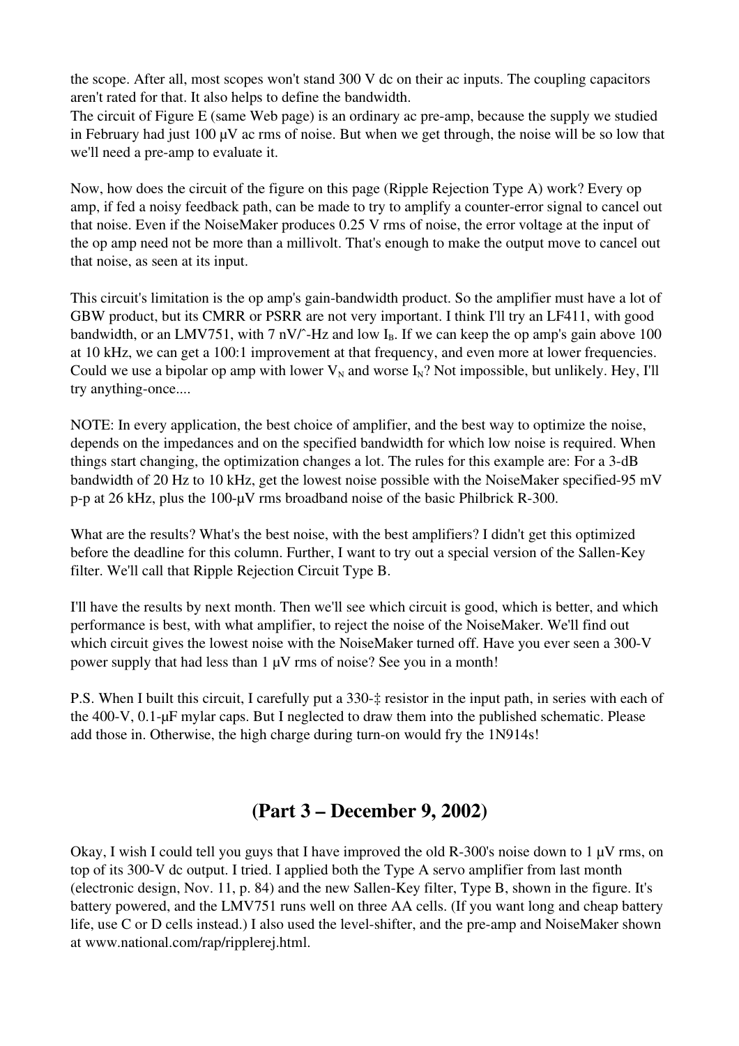the scope. After all, most scopes won't stand 300 V dc on their ac inputs. The coupling capacitors aren't rated for that. It also helps to define the bandwidth.

The circuit of Figure E (same Web page) is an ordinary ac pre-amp, because the supply we studied in February had just 100 µV ac rms of noise. But when we get through, the noise will be so low that we'll need a pre-amp to evaluate it.

Now, how does the circuit of the figure on this page (Ripple Rejection Type A) work? Every op amp, if fed a noisy feedback path, can be made to try to amplify a counter-error signal to cancel out that noise. Even if the NoiseMaker produces 0.25 V rms of noise, the error voltage at the input of the op amp need not be more than a millivolt. That's enough to make the output move to cancel out that noise, as seen at its input.

This circuit's limitation is the op amp's gain-bandwidth product. So the amplifier must have a lot of GBW product, but its CMRR or PSRR are not very important. I think I'll try an LF411, with good bandwidth, or an LMV751, with 7 nV/ˆ-Hz and low $I_B$. If we can keep the op amp's gain above 100 at 10 kHz, we can get a 100:1 improvement at that frequency, and even more at lower frequencies. Could we use a bipolar op amp with lower $V_N$ and worse $I_N$? Not impossible, but unlikely. Hey, I'll try anything-once....

NOTE: In every application, the best choice of amplifier, and the best way to optimize the noise, depends on the impedances and on the specified bandwidth for which low noise is required. When things start changing, the optimization changes a lot. The rules for this example are: For a 3-dB bandwidth of 20 Hz to 10 kHz, get the lowest noise possible with the NoiseMaker specified-95 mV p-p at 26 kHz, plus the 100-µV rms broadband noise of the basic Philbrick R-300.

What are the results? What's the best noise, with the best amplifiers? I didn't get this optimized before the deadline for this column. Further, I want to try out a special version of the Sallen-Key filter. We'll call that Ripple Rejection Circuit Type B.

I'll have the results by next month. Then we'll see which circuit is good, which is better, and which performance is best, with what amplifier, to reject the noise of the NoiseMaker. We'll find out which circuit gives the lowest noise with the NoiseMaker turned off. Have you ever seen a 300-V power supply that had less than 1 µV rms of noise? See you in a month!

P.S. When I built this circuit, I carefully put a 330-‡ resistor in the input path, in series with each of the 400-V, 0.1-µF mylar caps. But I neglected to draw them into the published schematic. Please add those in. Otherwise, the high charge during turn-on would fry the 1N914s!

## (Part 3 – December 9, 2002)

Okay, I wish I could tell you guys that I have improved the old R-300's noise down to 1 µV rms, on top of its 300-V dc output. I tried. I applied both the Type A servo amplifier from last month (electronic design, Nov. 11, p. 84) and the new Sallen-Key filter, Type B, shown in the figure. It's battery powered, and the LMV751 runs well on three AA cells. (If you want long and cheap battery life, use C or D cells instead.) I also used the level-shifter, and the pre-amp and NoiseMaker shown at www.national.com/rap/ripplerej.html.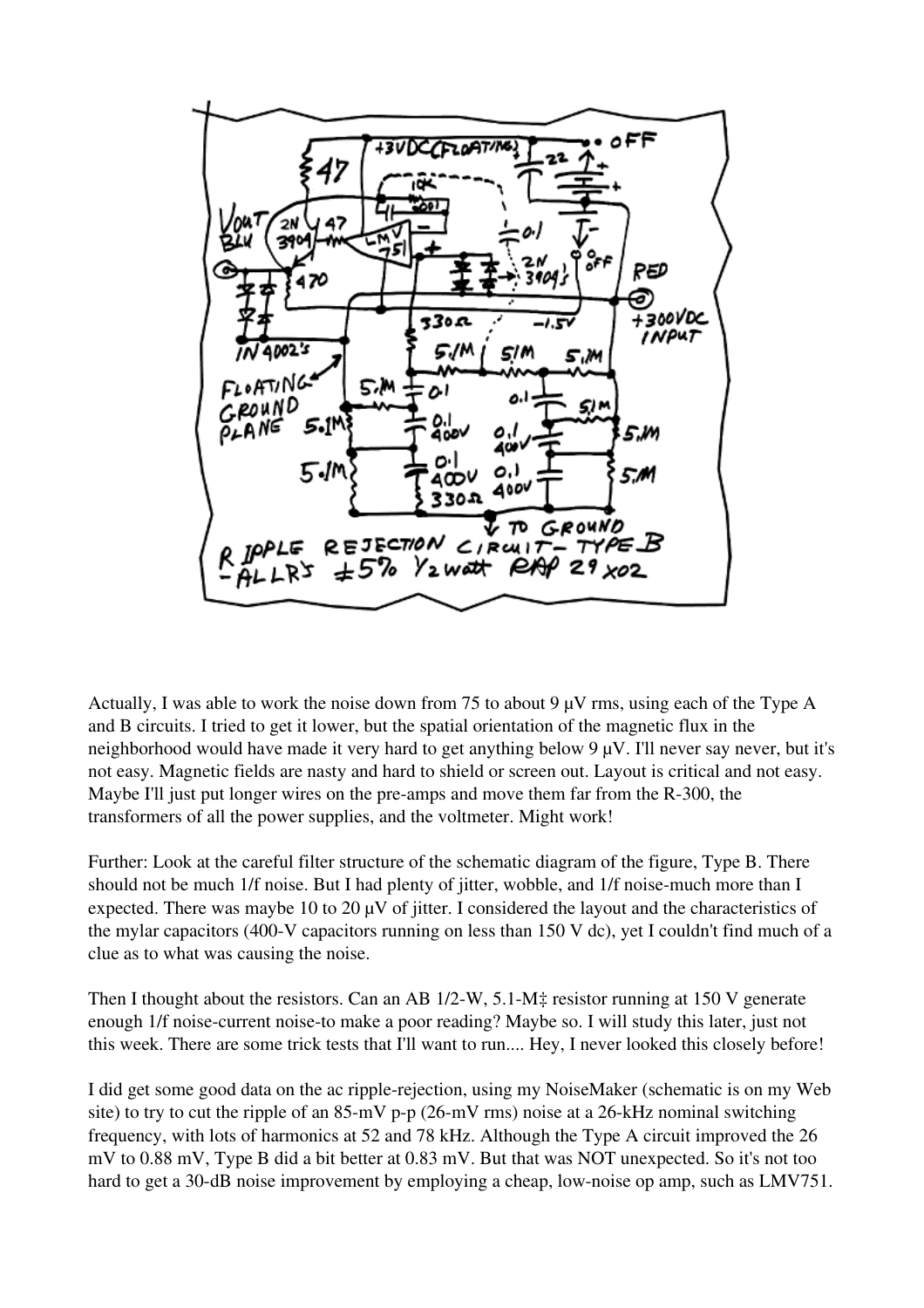Actually, I was able to work the noise down from 75 to about 9 μV rms, using each of the Type A and B circuits. I tried to get it lower, but the spatial orientation of the magnetic flux in the neighborhood would have made it very hard to get anything below 9 μV. I'll never say never, but it's not easy. Magnetic fields are nasty and hard to shield or screen out. Layout is critical and not easy. Maybe I'll just put longer wires on the pre-amps and move them far from the R-300, the transformers of all the power supplies, and the voltmeter. Might work!

Further: Look at the careful filter structure of the schematic diagram of the figure, Type B. There should not be much 1/f noise. But I had plenty of jitter, wobble, and 1/f noise-much more than I expected. There was maybe 10 to 20 μV of jitter. I considered the layout and the characteristics of the mylar capacitors (400-V capacitors running on less than 150 V dc), yet I couldn't find much of a clue as to what was causing the noise.

Then I thought about the resistors. Can an AB 1/2-W, 5.1-M‡ resistor running at 150 V generate enough 1/f noise-current noise-to make a poor reading? Maybe so. I will study this later, just not this week. There are some trick tests that I'll want to run.... Hey, I never looked this closely before!

I did get some good data on the ac ripple-rejection, using my NoiseMaker (schematic is on my Web site) to try to cut the ripple of an 85-mV p-p (26-mV rms) noise at a 26-kHz nominal switching frequency, with lots of harmonics at 52 and 78 kHz. Although the Type A circuit improved the 26 mV to 0.88 mV, Type B did a bit better at 0.83 mV. But that was NOT unexpected. So it's not too hard to get a 30-dB noise improvement by employing a cheap, low-noise op amp, such as LMV751.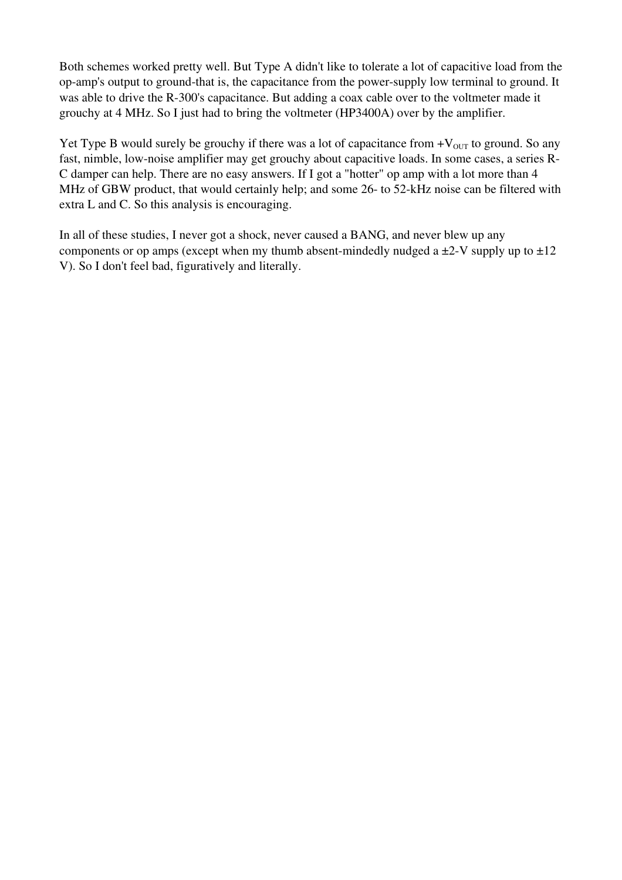Both schemes worked pretty well. But Type A didn't like to tolerate a lot of capacitive load from the op-amp's output to ground-that is, the capacitance from the power-supply low terminal to ground. It was able to drive the R-300's capacitance. But adding a coax cable over to the voltmeter made it grouchy at 4 MHz. So I just had to bring the voltmeter (HP3400A) over by the amplifier.

Yet Type B would surely be grouchy if there was a lot of capacitance from $+V_{OUT}$ to ground. So any fast, nimble, low-noise amplifier may get grouchy about capacitive loads. In some cases, a series R-C damper can help. There are no easy answers. If I got a "hotter" op amp with a lot more than 4 MHz of GBW product, that would certainly help; and some 26- to 52-kHz noise can be filtered with extra L and C. So this analysis is encouraging.

In all of these studies, I never got a shock, never caused a BANG, and never blew up any components or op amps (except when my thumb absent-mindedly nudged a ±2-V supply up to ±12 V). So I don't feel bad, figuratively and literally.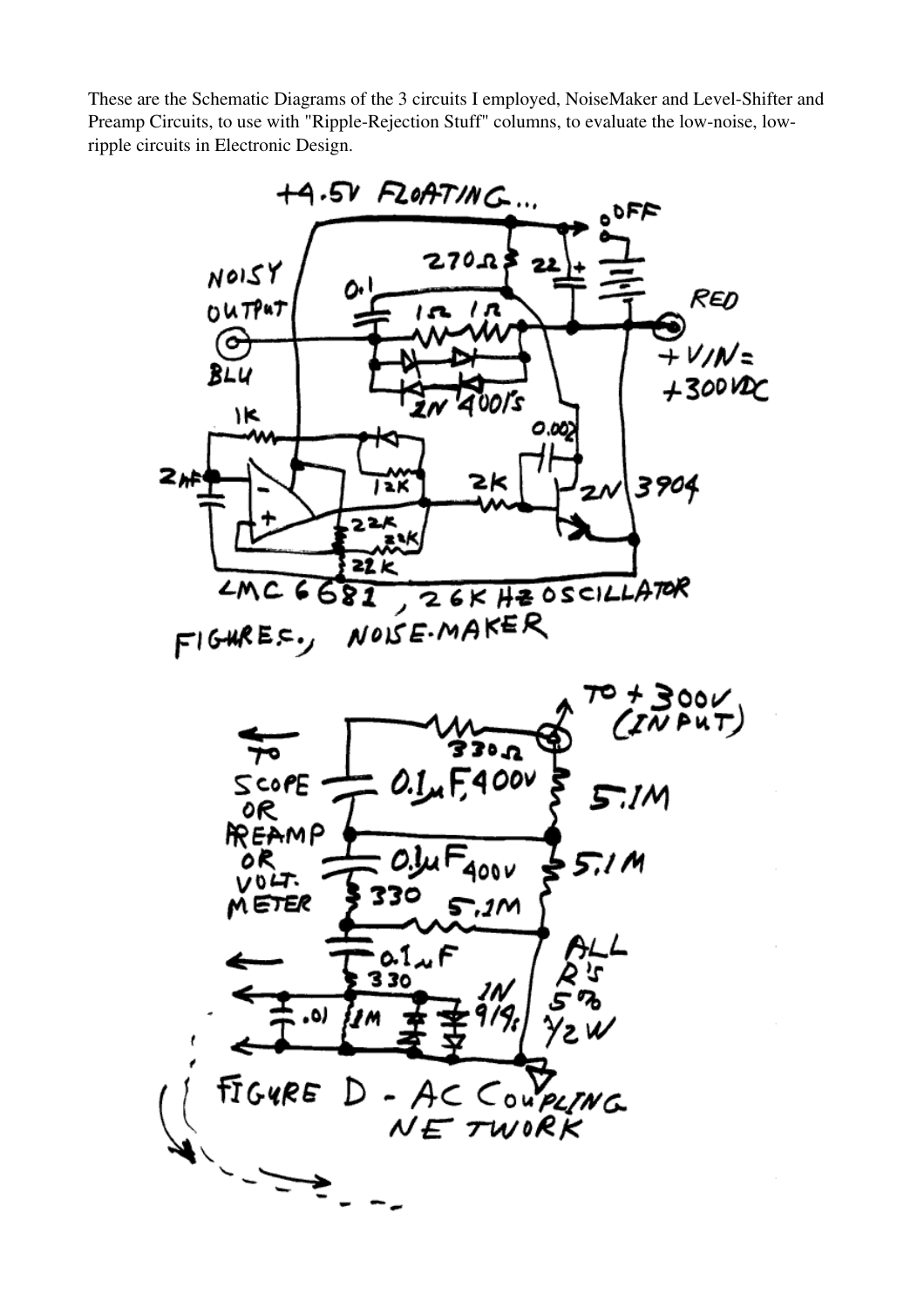These are the Schematic Diagrams of the 3 circuits I employed, NoiseMaker and Level-Shifter and Preamp Circuits, to use with "Ripple-Rejection Stuff" columns, to evaluate the low-noise, low-ripple circuits in Electronic Design.

+4.5V FLOATING...

OFF

NOISY OUTPUT

BLU

RED

+VIN = +300VDC

270Ω 22 + 0.1 1Ω 1Ω

2N 4001's

0.002

1K 12K 2K 2N 3904

2nF 22K 22K 22K

LMC 6681, 26K HZ OSCILLATOR

FIGURE C, NOISE-MAKER

TO +300V (INPUT)

TO SCOPE OR PREAMP OR VOLT. METER

330Ω 0.1µF, 400V 5.1M

0.1µF 400V 5.1M

330 5.1M

0.1µF ALL R'S 5% 1/2W

330

.01 1M 1N 914's

FIGURE D - AC COUPLING NETWORK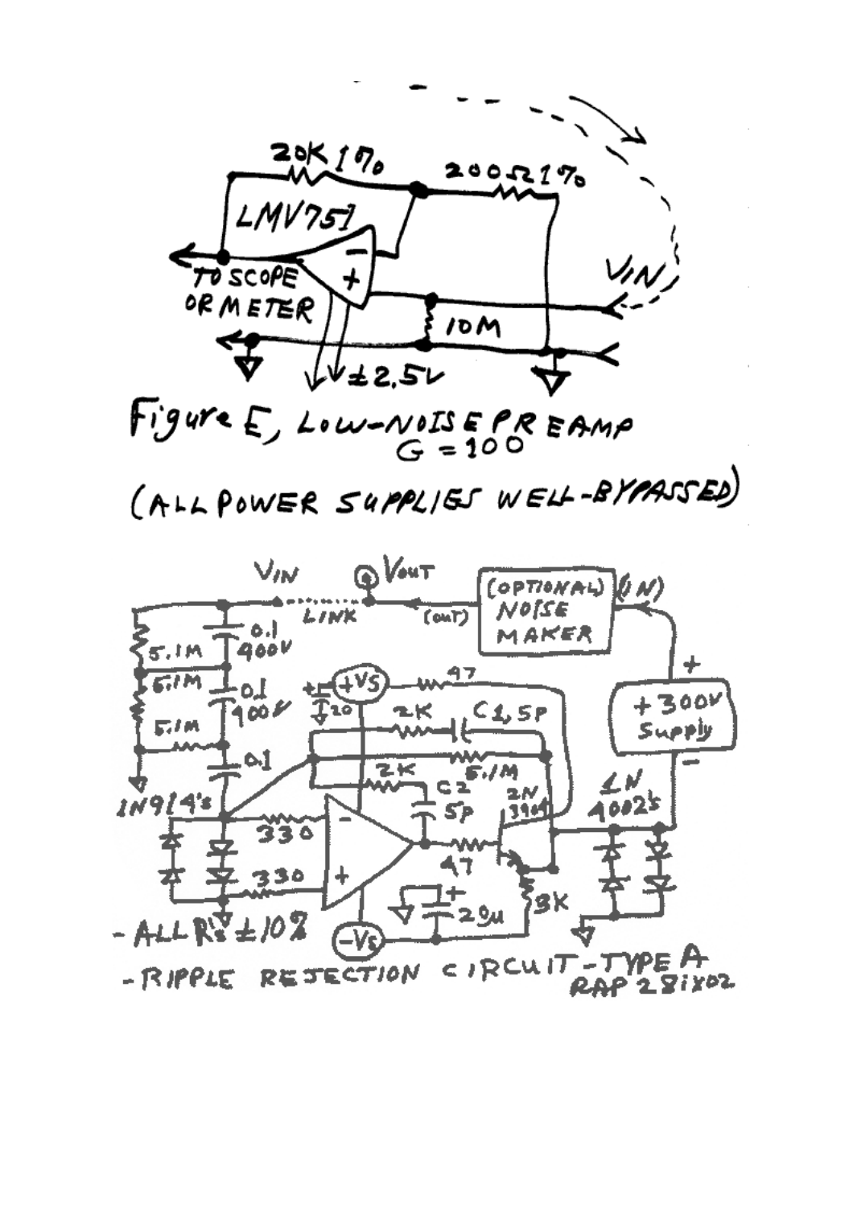20K 1%

200Ω 1%

LMV751

TO SCOPE OR METER

$V_{IN}$

10M

±2.5V

Figure E, LOW-NOISE PREAMP
G = 100

(ALL POWER SUPPLIES WELL-BYPASSED)

$V_{IN}$ LINK $V_{OUT}$

(OUT) (OPTIONAL) NOISE MAKER (IN)

5.1M 0.1 400V

5.1M 0.1 400V

5.1M 0.1

+VS 20 47

2K C1, 5P

2K 5.1M

C2 5P

2N 3904

+300V Supply

4N 4002's

1N914's

330

330

47

3K

20u

-VS

- ALL R's ±10%

- RIPPLE REJECTION CIRCUIT - TYPE A

RAP 28ix02